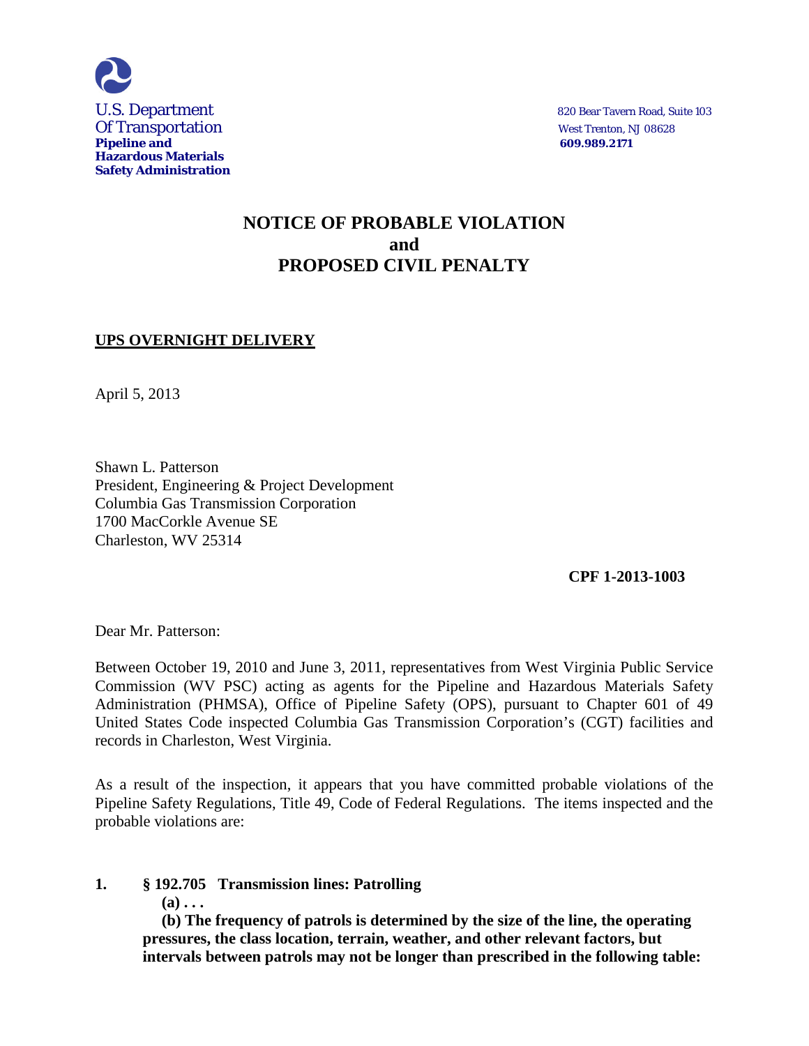U.S. Department
Of Transportation
**Pipeline and Hazardous Materials Safety Administration**

820 Bear Tavern Road, Suite 103
West Trenton, NJ 08628
**609.989.2171**

# NOTICE OF PROBABLE VIOLATION and PROPOSED CIVIL PENALTY

**UPS OVERNIGHT DELIVERY**

April 5, 2013

Shawn L. Patterson
President, Engineering & Project Development
Columbia Gas Transmission Corporation
1700 MacCorkle Avenue SE
Charleston, WV 25314

**CPF 1-2013-1003**

Dear Mr. Patterson:

Between October 19, 2010 and June 3, 2011, representatives from West Virginia Public Service Commission (WV PSC) acting as agents for the Pipeline and Hazardous Materials Safety Administration (PHMSA), Office of Pipeline Safety (OPS), pursuant to Chapter 601 of 49 United States Code inspected Columbia Gas Transmission Corporation's (CGT) facilities and records in Charleston, West Virginia.

As a result of the inspection, it appears that you have committed probable violations of the Pipeline Safety Regulations, Title 49, Code of Federal Regulations. The items inspected and the probable violations are:

**1. § 192.705 Transmission lines: Patrolling**

**(a) . . .**

**(b) The frequency of patrols is determined by the size of the line, the operating pressures, the class location, terrain, weather, and other relevant factors, but intervals between patrols may not be longer than prescribed in the following table:**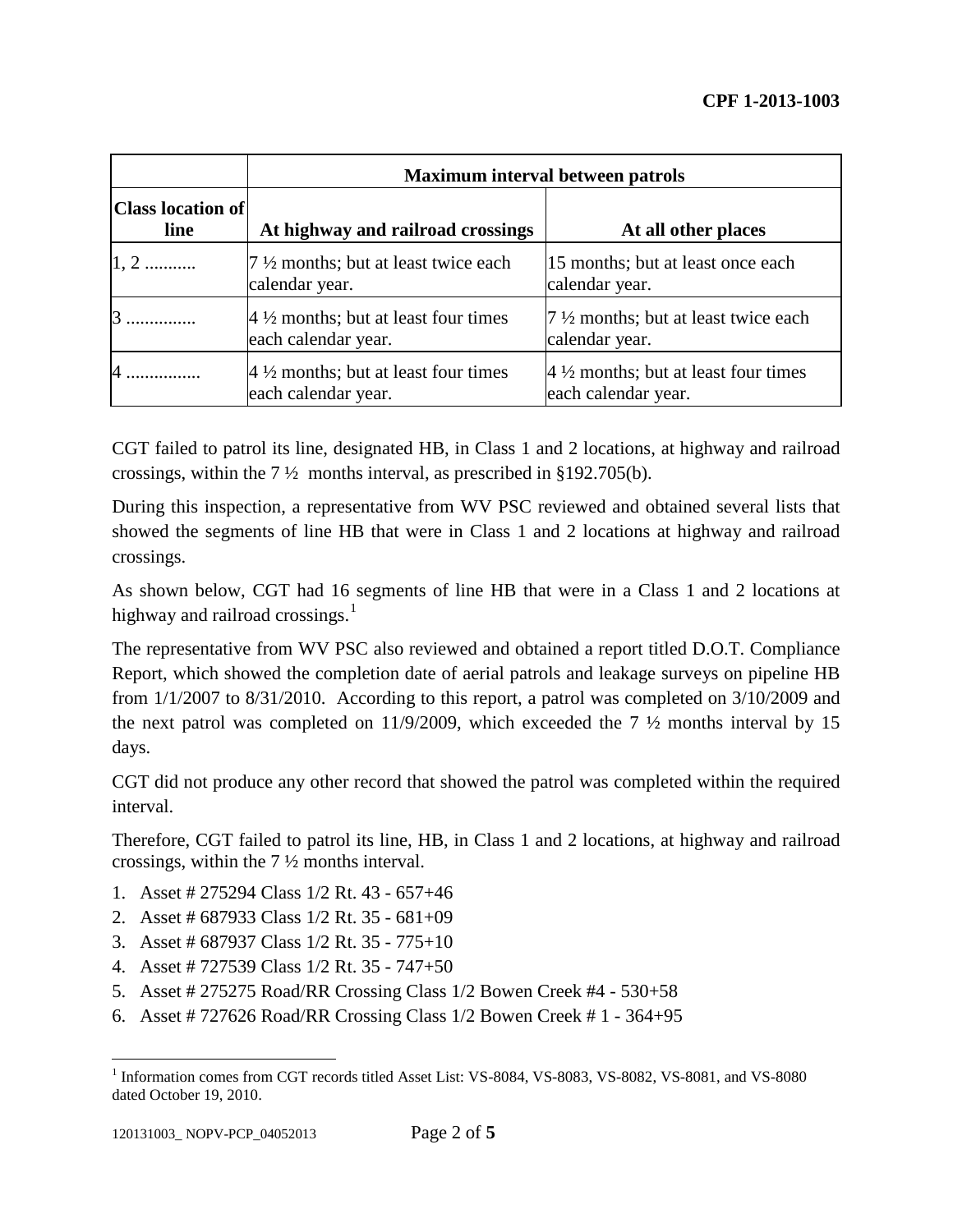|  | Maximum interval between patrols |  |
| --- | --- | --- |
| Class location of line | At highway and railroad crossings | At all other places |
| 1, 2 .......... | 7 ½ months; but at least twice each calendar year. | 15 months; but at least once each calendar year. |
| 3 .............. | 4 ½ months; but at least four times each calendar year. | 7 ½ months; but at least twice each calendar year. |
| 4 ............... | 4 ½ months; but at least four times each calendar year. | 4 ½ months; but at least four times each calendar year. |

CGT failed to patrol its line, designated HB, in Class 1 and 2 locations, at highway and railroad crossings, within the 7 ½ months interval, as prescribed in §192.705(b).

During this inspection, a representative from WV PSC reviewed and obtained several lists that showed the segments of line HB that were in Class 1 and 2 locations at highway and railroad crossings.

As shown below, CGT had 16 segments of line HB that were in a Class 1 and 2 locations at highway and railroad crossings.[1]

The representative from WV PSC also reviewed and obtained a report titled D.O.T. Compliance Report, which showed the completion date of aerial patrols and leakage surveys on pipeline HB from 1/1/2007 to 8/31/2010. According to this report, a patrol was completed on 3/10/2009 and the next patrol was completed on 11/9/2009, which exceeded the 7 ½ months interval by 15 days.

CGT did not produce any other record that showed the patrol was completed within the required interval.

Therefore, CGT failed to patrol its line, HB, in Class 1 and 2 locations, at highway and railroad crossings, within the 7 ½ months interval.

1. Asset # 275294 Class 1/2 Rt. 43 - 657+46
2. Asset # 687933 Class 1/2 Rt. 35 - 681+09
3. Asset # 687937 Class 1/2 Rt. 35 - 775+10
4. Asset # 727539 Class 1/2 Rt. 35 - 747+50
5. Asset # 275275 Road/RR Crossing Class 1/2 Bowen Creek #4 - 530+58
6. Asset # 727626 Road/RR Crossing Class 1/2 Bowen Creek # 1 - 364+95

[1] Information comes from CGT records titled Asset List: VS-8084, VS-8083, VS-8082, VS-8081, and VS-8080 dated October 19, 2010.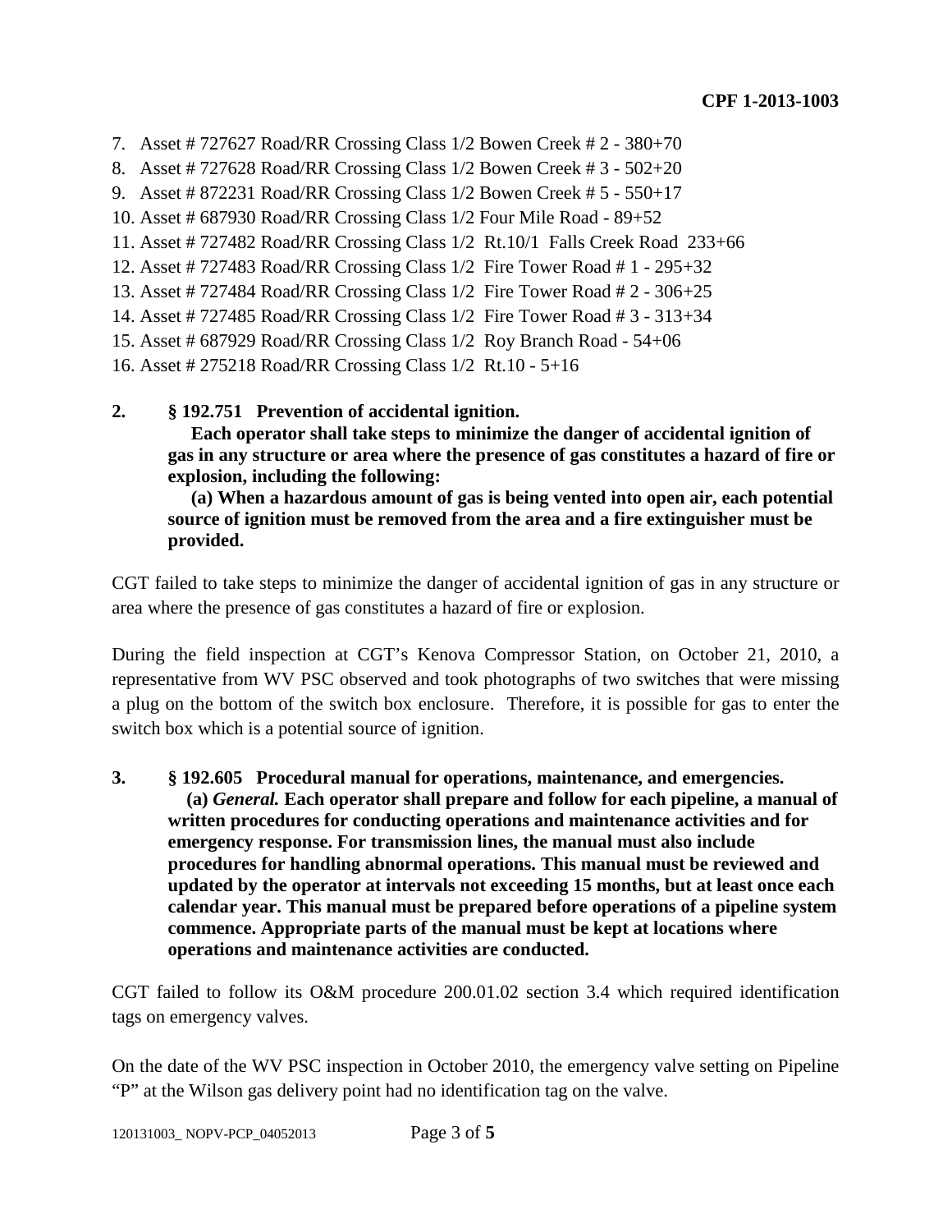7. Asset # 727627 Road/RR Crossing Class 1/2 Bowen Creek # 2 - 380+70
8. Asset # 727628 Road/RR Crossing Class 1/2 Bowen Creek # 3 - 502+20
9. Asset # 872231 Road/RR Crossing Class 1/2 Bowen Creek # 5 - 550+17
10. Asset # 687930 Road/RR Crossing Class 1/2 Four Mile Road - 89+52
11. Asset # 727482 Road/RR Crossing Class 1/2 Rt.10/1 Falls Creek Road 233+66
12. Asset # 727483 Road/RR Crossing Class 1/2 Fire Tower Road # 1 - 295+32
13. Asset # 727484 Road/RR Crossing Class 1/2 Fire Tower Road # 2 - 306+25
14. Asset # 727485 Road/RR Crossing Class 1/2 Fire Tower Road # 3 - 313+34
15. Asset # 687929 Road/RR Crossing Class 1/2 Roy Branch Road - 54+06
16. Asset # 275218 Road/RR Crossing Class 1/2 Rt.10 - 5+16

**2. § 192.751 Prevention of accidental ignition.**

**Each operator shall take steps to minimize the danger of accidental ignition of gas in any structure or area where the presence of gas constitutes a hazard of fire or explosion, including the following:**

**(a) When a hazardous amount of gas is being vented into open air, each potential source of ignition must be removed from the area and a fire extinguisher must be provided.**

CGT failed to take steps to minimize the danger of accidental ignition of gas in any structure or area where the presence of gas constitutes a hazard of fire or explosion.

During the field inspection at CGT's Kenova Compressor Station, on October 21, 2010, a representative from WV PSC observed and took photographs of two switches that were missing a plug on the bottom of the switch box enclosure. Therefore, it is possible for gas to enter the switch box which is a potential source of ignition.

**3. § 192.605 Procedural manual for operations, maintenance, and emergencies.**

**(a) *General.* Each operator shall prepare and follow for each pipeline, a manual of written procedures for conducting operations and maintenance activities and for emergency response. For transmission lines, the manual must also include procedures for handling abnormal operations. This manual must be reviewed and updated by the operator at intervals not exceeding 15 months, but at least once each calendar year. This manual must be prepared before operations of a pipeline system commence. Appropriate parts of the manual must be kept at locations where operations and maintenance activities are conducted.**

CGT failed to follow its O&M procedure 200.01.02 section 3.4 which required identification tags on emergency valves.

On the date of the WV PSC inspection in October 2010, the emergency valve setting on Pipeline "P" at the Wilson gas delivery point had no identification tag on the valve.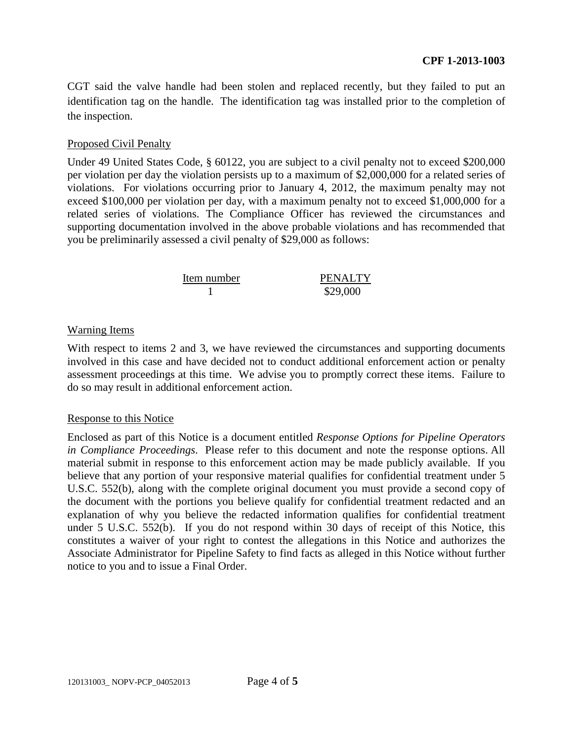CGT said the valve handle had been stolen and replaced recently, but they failed to put an identification tag on the handle. The identification tag was installed prior to the completion of the inspection.

## Proposed Civil Penalty

Under 49 United States Code, § 60122, you are subject to a civil penalty not to exceed $200,000 per violation per day the violation persists up to a maximum of $2,000,000 for a related series of violations. For violations occurring prior to January 4, 2012, the maximum penalty may not exceed $100,000 per violation per day, with a maximum penalty not to exceed $1,000,000 for a related series of violations. The Compliance Officer has reviewed the circumstances and supporting documentation involved in the above probable violations and has recommended that you be preliminarily assessed a civil penalty of $29,000 as follows:

| Item number | PENALTY |
| --- | --- |
| 1 | $29,000 |

## Warning Items

With respect to items 2 and 3, we have reviewed the circumstances and supporting documents involved in this case and have decided not to conduct additional enforcement action or penalty assessment proceedings at this time. We advise you to promptly correct these items. Failure to do so may result in additional enforcement action.

## Response to this Notice

Enclosed as part of this Notice is a document entitled *Response Options for Pipeline Operators in Compliance Proceedings*. Please refer to this document and note the response options. All material submit in response to this enforcement action may be made publicly available. If you believe that any portion of your responsive material qualifies for confidential treatment under 5 U.S.C. 552(b), along with the complete original document you must provide a second copy of the document with the portions you believe qualify for confidential treatment redacted and an explanation of why you believe the redacted information qualifies for confidential treatment under 5 U.S.C. 552(b). If you do not respond within 30 days of receipt of this Notice, this constitutes a waiver of your right to contest the allegations in this Notice and authorizes the Associate Administrator for Pipeline Safety to find facts as alleged in this Notice without further notice to you and to issue a Final Order.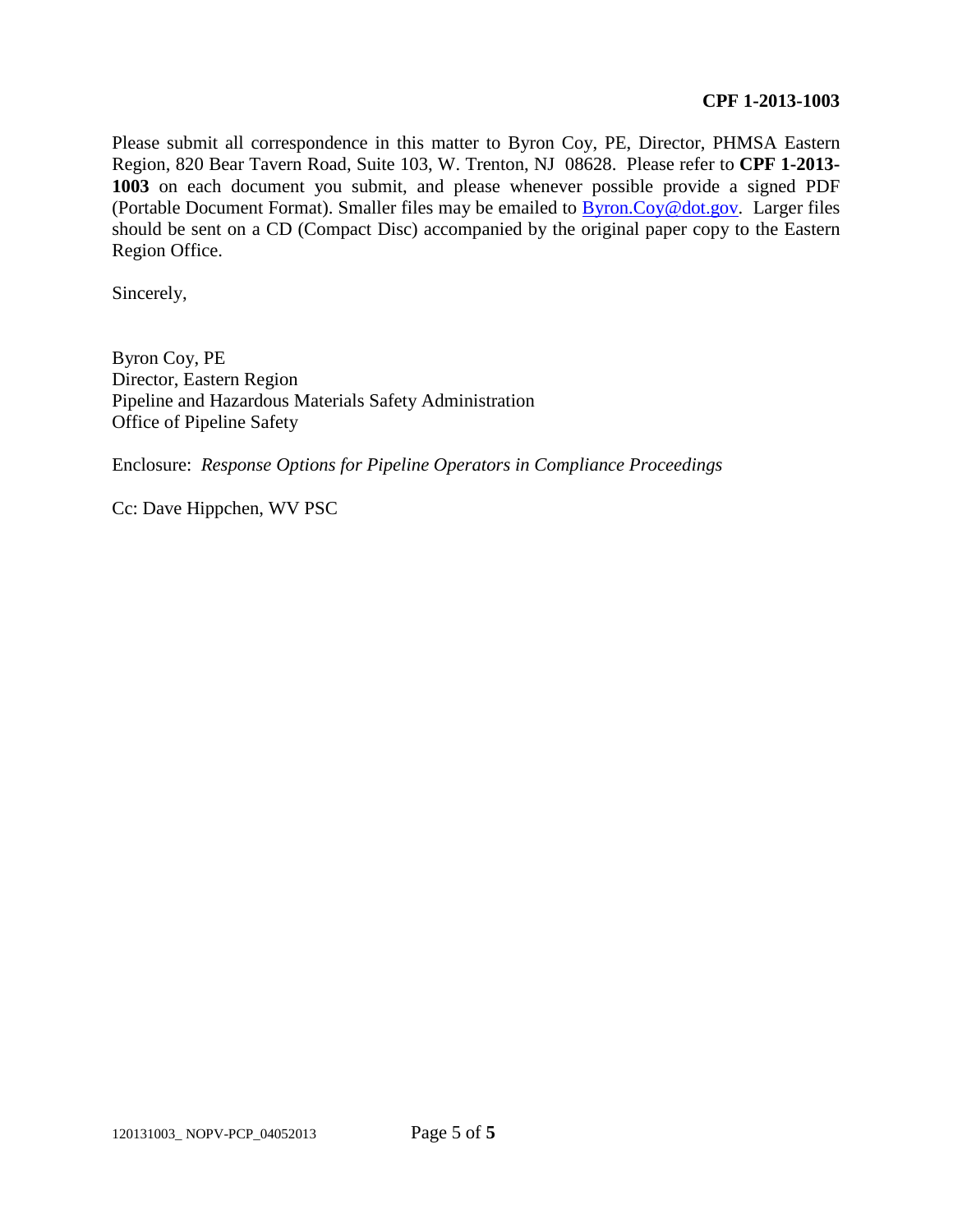Please submit all correspondence in this matter to Byron Coy, PE, Director, PHMSA Eastern Region, 820 Bear Tavern Road, Suite 103, W. Trenton, NJ 08628. Please refer to **CPF 1-2013-1003** on each document you submit, and please whenever possible provide a signed PDF (Portable Document Format). Smaller files may be emailed to [Byron.Coy@dot.gov](mailto:Byron.Coy@dot.gov). Larger files should be sent on a CD (Compact Disc) accompanied by the original paper copy to the Eastern Region Office.

Sincerely,

Byron Coy, PE
Director, Eastern Region
Pipeline and Hazardous Materials Safety Administration
Office of Pipeline Safety

Enclosure: *Response Options for Pipeline Operators in Compliance Proceedings*

Cc: Dave Hippchen, WV PSC